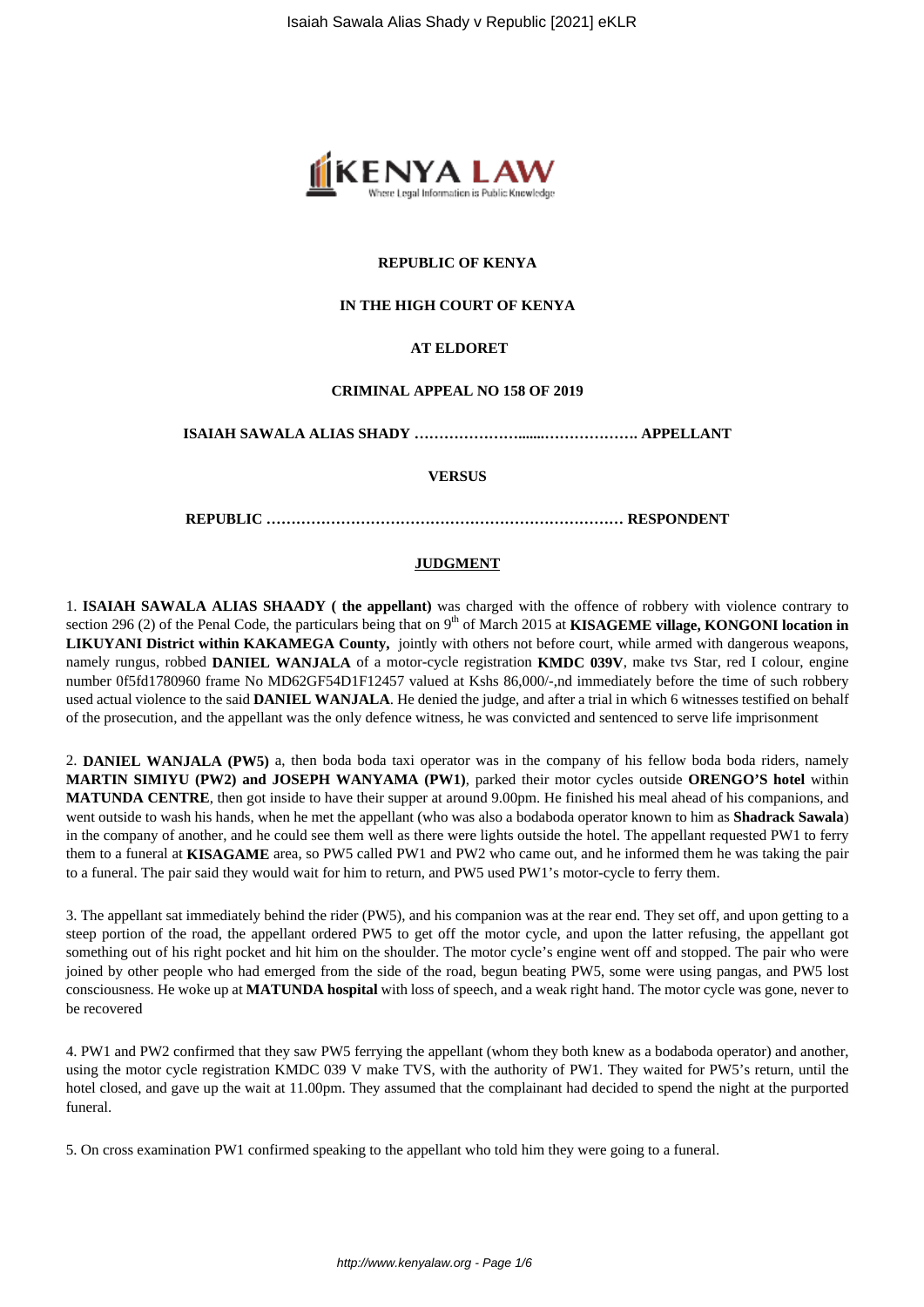**REPUBLIC OF KENYA**

**IN THE HIGH COURT OF KENYA**

**AT ELDORET**

**CRIMINAL APPEAL NO 158 OF 2019**

**ISAIAH SAWALA ALIAS SHADY ……………….......………………. APPELLANT**

**VERSUS**

**REPUBLIC ……………………………………………………………… RESPONDENT**

**JUDGMENT**

1. **ISAIAH SAWALA ALIAS SHAADY ( the appellant)** was charged with the offence of robbery with violence contrary to section 296 (2) of the Penal Code, the particulars being that on 9th of March 2015 at **KISAGEME village, KONGONI location in LIKUYANI District within KAKAMEGA County,** jointly with others not before court, while armed with dangerous weapons, namely rungus, robbed **DANIEL WANJALA** of a motor-cycle registration **KMDC 039V**, make tvs Star, red I colour, engine number 0f5fd1780960 frame No MD62GF54D1F12457 valued at Kshs 86,000/-,nd immediately before the time of such robbery used actual violence to the said **DANIEL WANJALA**. He denied the judge, and after a trial in which 6 witnesses testified on behalf of the prosecution, and the appellant was the only defence witness, he was convicted and sentenced to serve life imprisonment

2. **DANIEL WANJALA (PW5)** a, then boda boda taxi operator was in the company of his fellow boda boda riders, namely **MARTIN SIMIYU (PW2) and JOSEPH WANYAMA (PW1)**, parked their motor cycles outside **ORENGO'S hotel** within **MATUNDA CENTRE**, then got inside to have their supper at around 9.00pm. He finished his meal ahead of his companions, and went outside to wash his hands, when he met the appellant (who was also a bodaboda operator known to him as **Shadrack Sawala**) in the company of another, and he could see them well as there were lights outside the hotel. The appellant requested PW1 to ferry them to a funeral at **KISAGAME** area, so PW5 called PW1 and PW2 who came out, and he informed them he was taking the pair to a funeral. The pair said they would wait for him to return, and PW5 used PW1's motor-cycle to ferry them.

3. The appellant sat immediately behind the rider (PW5), and his companion was at the rear end. They set off, and upon getting to a steep portion of the road, the appellant ordered PW5 to get off the motor cycle, and upon the latter refusing, the appellant got something out of his right pocket and hit him on the shoulder. The motor cycle's engine went off and stopped. The pair who were joined by other people who had emerged from the side of the road, begun beating PW5, some were using pangas, and PW5 lost consciousness. He woke up at **MATUNDA hospital** with loss of speech, and a weak right hand. The motor cycle was gone, never to be recovered

4. PW1 and PW2 confirmed that they saw PW5 ferrying the appellant (whom they both knew as a bodaboda operator) and another, using the motor cycle registration KMDC 039 V make TVS, with the authority of PW1. They waited for PW5's return, until the hotel closed, and gave up the wait at 11.00pm. They assumed that the complainant had decided to spend the night at the purported funeral.

5. On cross examination PW1 confirmed speaking to the appellant who told him they were going to a funeral.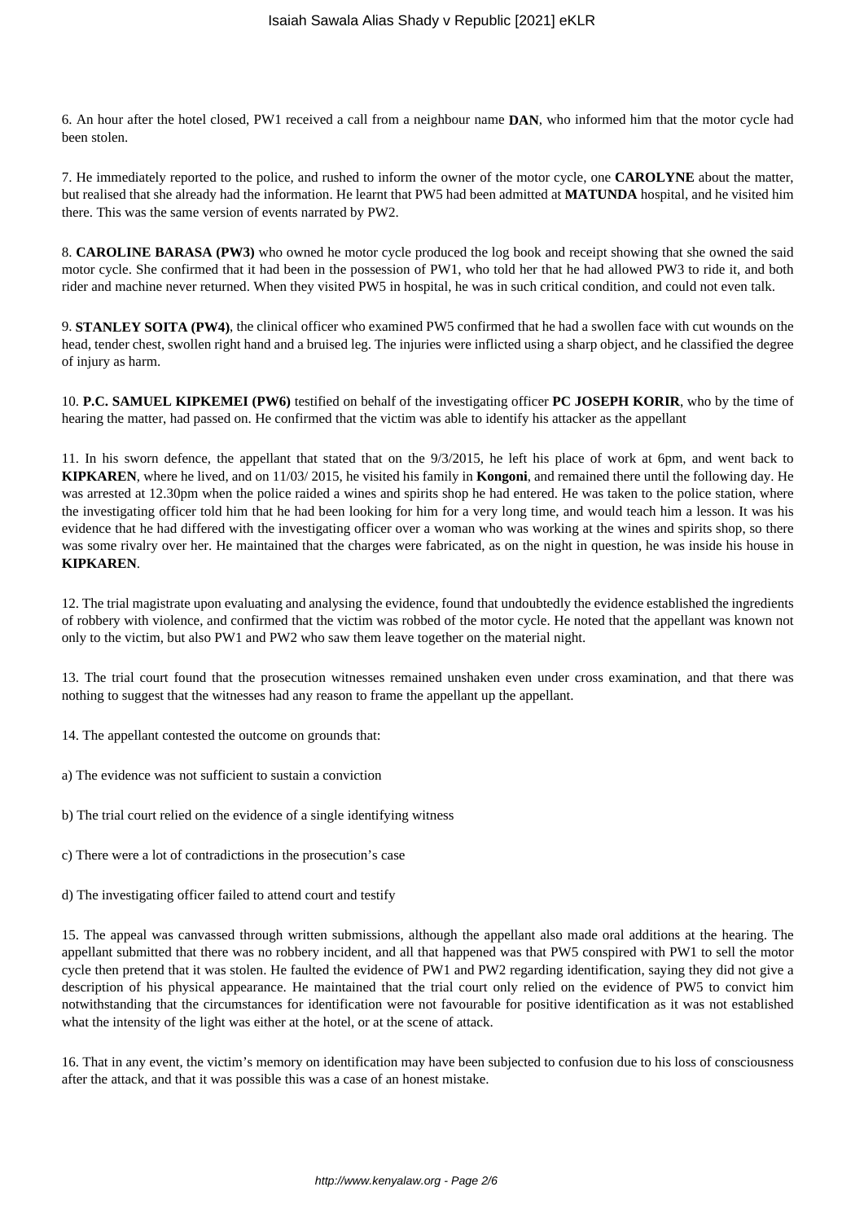6. An hour after the hotel closed, PW1 received a call from a neighbour name **DAN**, who informed him that the motor cycle had been stolen.

7. He immediately reported to the police, and rushed to inform the owner of the motor cycle, one **CAROLYNE** about the matter, but realised that she already had the information. He learnt that PW5 had been admitted at **MATUNDA** hospital, and he visited him there. This was the same version of events narrated by PW2.

8. **CAROLINE BARASA (PW3)** who owned he motor cycle produced the log book and receipt showing that she owned the said motor cycle. She confirmed that it had been in the possession of PW1, who told her that he had allowed PW3 to ride it, and both rider and machine never returned. When they visited PW5 in hospital, he was in such critical condition, and could not even talk.

9. **STANLEY SOITA (PW4)**, the clinical officer who examined PW5 confirmed that he had a swollen face with cut wounds on the head, tender chest, swollen right hand and a bruised leg. The injuries were inflicted using a sharp object, and he classified the degree of injury as harm.

10. **P.C. SAMUEL KIPKEMEI (PW6)** testified on behalf of the investigating officer **PC JOSEPH KORIR**, who by the time of hearing the matter, had passed on. He confirmed that the victim was able to identify his attacker as the appellant

11. In his sworn defence, the appellant that stated that on the 9/3/2015, he left his place of work at 6pm, and went back to **KIPKAREN**, where he lived, and on 11/03/ 2015, he visited his family in **Kongoni**, and remained there until the following day. He was arrested at 12.30pm when the police raided a wines and spirits shop he had entered. He was taken to the police station, where the investigating officer told him that he had been looking for him for a very long time, and would teach him a lesson. It was his evidence that he had differed with the investigating officer over a woman who was working at the wines and spirits shop, so there was some rivalry over her. He maintained that the charges were fabricated, as on the night in question, he was inside his house in **KIPKAREN**.

12. The trial magistrate upon evaluating and analysing the evidence, found that undoubtedly the evidence established the ingredients of robbery with violence, and confirmed that the victim was robbed of the motor cycle. He noted that the appellant was known not only to the victim, but also PW1 and PW2 who saw them leave together on the material night.

13. The trial court found that the prosecution witnesses remained unshaken even under cross examination, and that there was nothing to suggest that the witnesses had any reason to frame the appellant up the appellant.

14. The appellant contested the outcome on grounds that:

a) The evidence was not sufficient to sustain a conviction

b) The trial court relied on the evidence of a single identifying witness

c) There were a lot of contradictions in the prosecution's case

d) The investigating officer failed to attend court and testify

15. The appeal was canvassed through written submissions, although the appellant also made oral additions at the hearing. The appellant submitted that there was no robbery incident, and all that happened was that PW5 conspired with PW1 to sell the motor cycle then pretend that it was stolen. He faulted the evidence of PW1 and PW2 regarding identification, saying they did not give a description of his physical appearance. He maintained that the trial court only relied on the evidence of PW5 to convict him notwithstanding that the circumstances for identification were not favourable for positive identification as it was not established what the intensity of the light was either at the hotel, or at the scene of attack.

16. That in any event, the victim's memory on identification may have been subjected to confusion due to his loss of consciousness after the attack, and that it was possible this was a case of an honest mistake.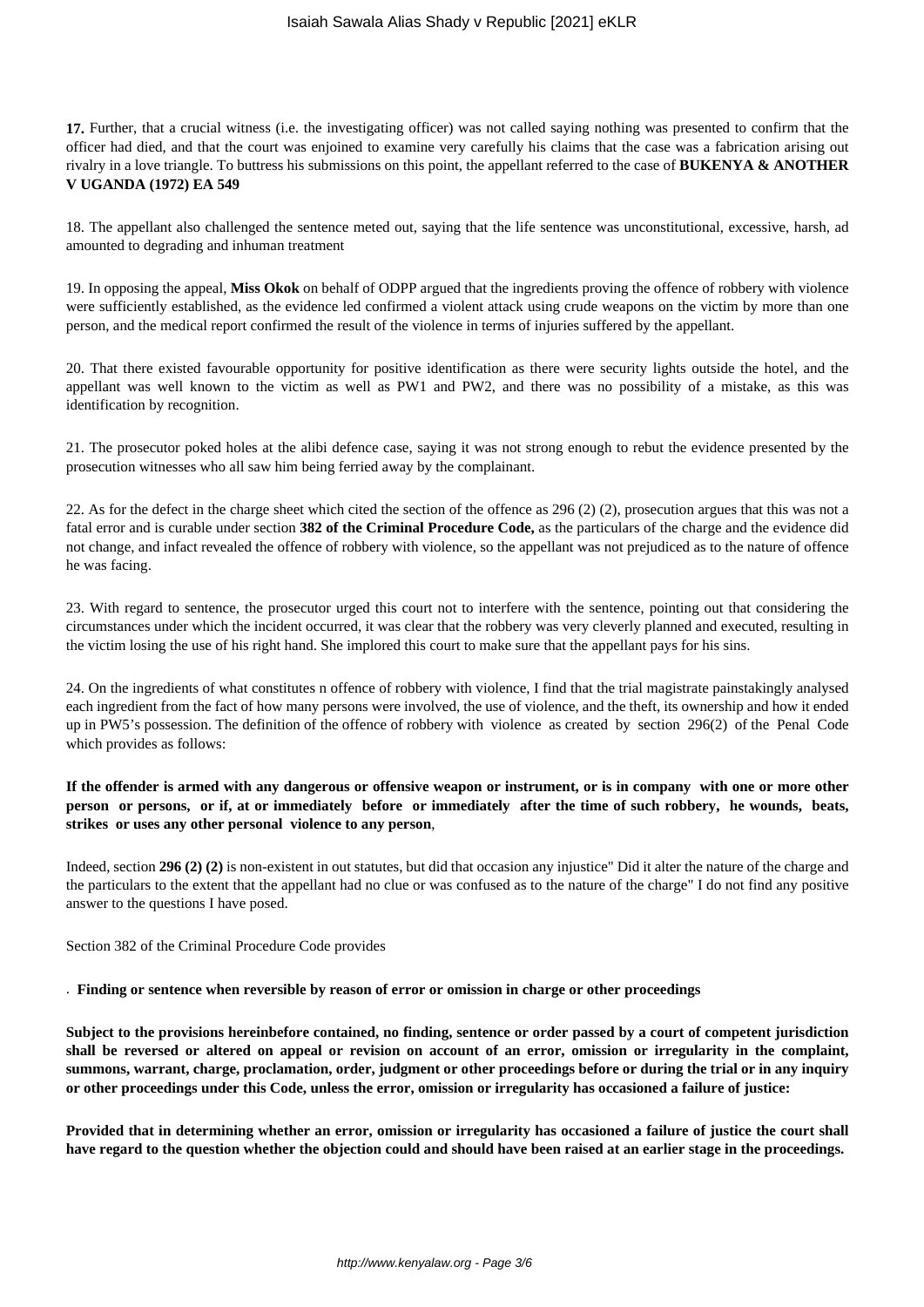**17.** Further, that a crucial witness (i.e. the investigating officer) was not called saying nothing was presented to confirm that the officer had died, and that the court was enjoined to examine very carefully his claims that the case was a fabrication arising out rivalry in a love triangle. To buttress his submissions on this point, the appellant referred to the case of **BUKENYA & ANOTHER V UGANDA (1972) EA 549**

18. The appellant also challenged the sentence meted out, saying that the life sentence was unconstitutional, excessive, harsh, ad amounted to degrading and inhuman treatment

19. In opposing the appeal, **Miss Okok** on behalf of ODPP argued that the ingredients proving the offence of robbery with violence were sufficiently established, as the evidence led confirmed a violent attack using crude weapons on the victim by more than one person, and the medical report confirmed the result of the violence in terms of injuries suffered by the appellant.

20. That there existed favourable opportunity for positive identification as there were security lights outside the hotel, and the appellant was well known to the victim as well as PW1 and PW2, and there was no possibility of a mistake, as this was identification by recognition.

21. The prosecutor poked holes at the alibi defence case, saying it was not strong enough to rebut the evidence presented by the prosecution witnesses who all saw him being ferried away by the complainant.

22. As for the defect in the charge sheet which cited the section of the offence as 296 (2) (2), prosecution argues that this was not a fatal error and is curable under section **382 of the Criminal Procedure Code,** as the particulars of the charge and the evidence did not change, and infact revealed the offence of robbery with violence, so the appellant was not prejudiced as to the nature of offence he was facing.

23. With regard to sentence, the prosecutor urged this court not to interfere with the sentence, pointing out that considering the circumstances under which the incident occurred, it was clear that the robbery was very cleverly planned and executed, resulting in the victim losing the use of his right hand. She implored this court to make sure that the appellant pays for his sins.

24. On the ingredients of what constitutes n offence of robbery with violence, I find that the trial magistrate painstakingly analysed each ingredient from the fact of how many persons were involved, the use of violence, and the theft, its ownership and how it ended up in PW5's possession. The definition of the offence of robbery with violence as created by section 296(2) of the Penal Code which provides as follows:

**If the offender is armed with any dangerous or offensive weapon or instrument, or is in company with one or more other person or persons, or if, at or immediately before or immediately after the time of such robbery, he wounds, beats, strikes or uses any other personal violence to any person**,

Indeed, section **296 (2) (2)** is non-existent in out statutes, but did that occasion any injustice" Did it alter the nature of the charge and the particulars to the extent that the appellant had no clue or was confused as to the nature of the charge" I do not find any positive answer to the questions I have posed.

Section 382 of the Criminal Procedure Code provides

. **Finding or sentence when reversible by reason of error or omission in charge or other proceedings**

**Subject to the provisions hereinbefore contained, no finding, sentence or order passed by a court of competent jurisdiction shall be reversed or altered on appeal or revision on account of an error, omission or irregularity in the complaint, summons, warrant, charge, proclamation, order, judgment or other proceedings before or during the trial or in any inquiry or other proceedings under this Code, unless the error, omission or irregularity has occasioned a failure of justice:**

**Provided that in determining whether an error, omission or irregularity has occasioned a failure of justice the court shall have regard to the question whether the objection could and should have been raised at an earlier stage in the proceedings.**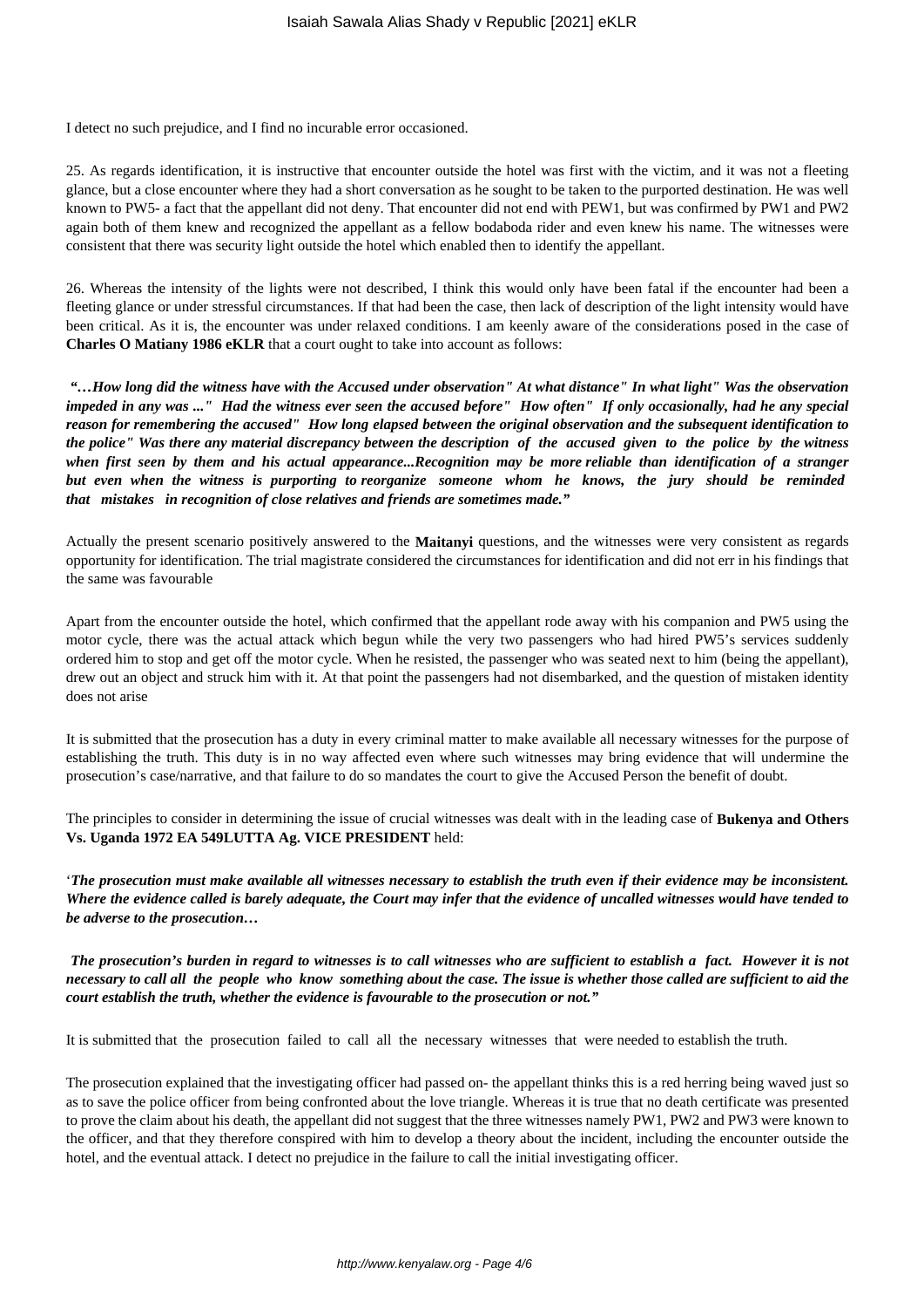I detect no such prejudice, and I find no incurable error occasioned.

25. As regards identification, it is instructive that encounter outside the hotel was first with the victim, and it was not a fleeting glance, but a close encounter where they had a short conversation as he sought to be taken to the purported destination. He was well known to PW5- a fact that the appellant did not deny. That encounter did not end with PEW1, but was confirmed by PW1 and PW2 again both of them knew and recognized the appellant as a fellow bodaboda rider and even knew his name. The witnesses were consistent that there was security light outside the hotel which enabled then to identify the appellant.

26. Whereas the intensity of the lights were not described, I think this would only have been fatal if the encounter had been a fleeting glance or under stressful circumstances. If that had been the case, then lack of description of the light intensity would have been critical. As it is, the encounter was under relaxed conditions. I am keenly aware of the considerations posed in the case of **Charles O Matiany 1986 eKLR** that a court ought to take into account as follows:

***"…How long did the witness have with the Accused under observation" At what distance" In what light" Was the observation impeded in any was ..." Had the witness ever seen the accused before" How often" If only occasionally, had he any special reason for remembering the accused" How long elapsed between the original observation and the subsequent identification to the police" Was there any material discrepancy between the description of the accused given to the police by the witness when first seen by them and his actual appearance...Recognition may be more reliable than identification of a stranger but even when the witness is purporting to reorganize someone whom he knows, the jury should be reminded that mistakes in recognition of close relatives and friends are sometimes made."***

Actually the present scenario positively answered to the **Maitanyi** questions, and the witnesses were very consistent as regards opportunity for identification. The trial magistrate considered the circumstances for identification and did not err in his findings that the same was favourable

Apart from the encounter outside the hotel, which confirmed that the appellant rode away with his companion and PW5 using the motor cycle, there was the actual attack which begun while the very two passengers who had hired PW5's services suddenly ordered him to stop and get off the motor cycle. When he resisted, the passenger who was seated next to him (being the appellant), drew out an object and struck him with it. At that point the passengers had not disembarked, and the question of mistaken identity does not arise

It is submitted that the prosecution has a duty in every criminal matter to make available all necessary witnesses for the purpose of establishing the truth. This duty is in no way affected even where such witnesses may bring evidence that will undermine the prosecution's case/narrative, and that failure to do so mandates the court to give the Accused Person the benefit of doubt.

The principles to consider in determining the issue of crucial witnesses was dealt with in the leading case of **Bukenya and Others Vs. Uganda 1972 EA 549LUTTA Ag. VICE PRESIDENT** held:

'***The prosecution must make available all witnesses necessary to establish the truth even if their evidence may be inconsistent. Where the evidence called is barely adequate, the Court may infer that the evidence of uncalled witnesses would have tended to be adverse to the prosecution…***

***The prosecution's burden in regard to witnesses is to call witnesses who are sufficient to establish a fact. However it is not necessary to call all the people who know something about the case. The issue is whether those called are sufficient to aid the court establish the truth, whether the evidence is favourable to the prosecution or not."***

It is submitted that the prosecution failed to call all the necessary witnesses that were needed to establish the truth.

The prosecution explained that the investigating officer had passed on- the appellant thinks this is a red herring being waved just so as to save the police officer from being confronted about the love triangle. Whereas it is true that no death certificate was presented to prove the claim about his death, the appellant did not suggest that the three witnesses namely PW1, PW2 and PW3 were known to the officer, and that they therefore conspired with him to develop a theory about the incident, including the encounter outside the hotel, and the eventual attack. I detect no prejudice in the failure to call the initial investigating officer.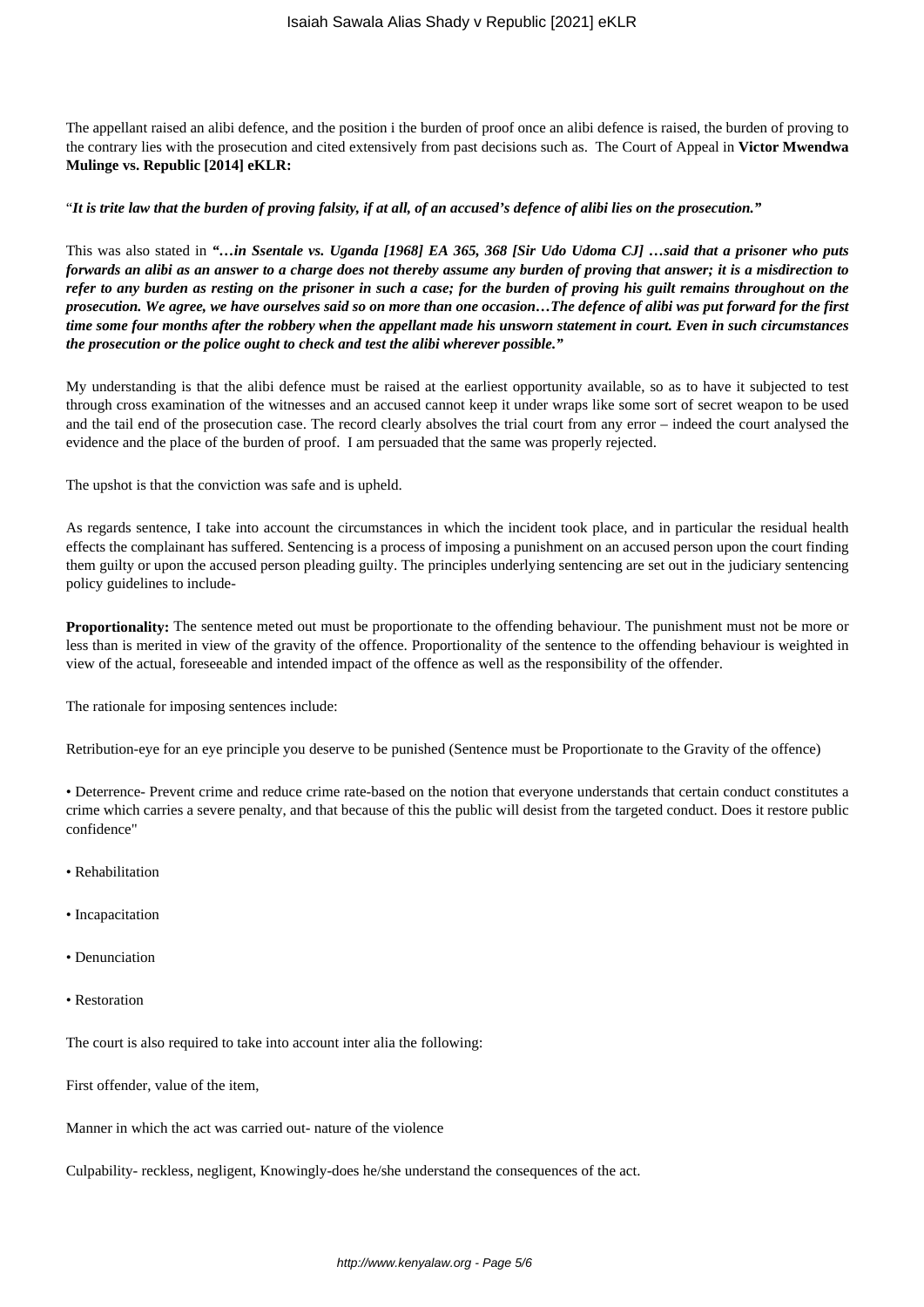The appellant raised an alibi defence, and the position i the burden of proof once an alibi defence is raised, the burden of proving to the contrary lies with the prosecution and cited extensively from past decisions such as. The Court of Appeal in **Victor Mwendwa Mulinge vs. Republic [2014] eKLR:**

"***It is trite law that the burden of proving falsity, if at all, of an accused's defence of alibi lies on the prosecution."***

This was also stated in ***"…in Ssentale vs. Uganda [1968] EA 365, 368 [Sir Udo Udoma CJ] …said that a prisoner who puts forwards an alibi as an answer to a charge does not thereby assume any burden of proving that answer; it is a misdirection to refer to any burden as resting on the prisoner in such a case; for the burden of proving his guilt remains throughout on the prosecution. We agree, we have ourselves said so on more than one occasion…The defence of alibi was put forward for the first time some four months after the robbery when the appellant made his unsworn statement in court. Even in such circumstances the prosecution or the police ought to check and test the alibi wherever possible."***

My understanding is that the alibi defence must be raised at the earliest opportunity available, so as to have it subjected to test through cross examination of the witnesses and an accused cannot keep it under wraps like some sort of secret weapon to be used and the tail end of the prosecution case. The record clearly absolves the trial court from any error – indeed the court analysed the evidence and the place of the burden of proof. I am persuaded that the same was properly rejected.

The upshot is that the conviction was safe and is upheld.

As regards sentence, I take into account the circumstances in which the incident took place, and in particular the residual health effects the complainant has suffered. Sentencing is a process of imposing a punishment on an accused person upon the court finding them guilty or upon the accused person pleading guilty. The principles underlying sentencing are set out in the judiciary sentencing policy guidelines to include-

**Proportionality:** The sentence meted out must be proportionate to the offending behaviour. The punishment must not be more or less than is merited in view of the gravity of the offence. Proportionality of the sentence to the offending behaviour is weighted in view of the actual, foreseeable and intended impact of the offence as well as the responsibility of the offender.

The rationale for imposing sentences include:

Retribution-eye for an eye principle you deserve to be punished (Sentence must be Proportionate to the Gravity of the offence)

- Deterrence- Prevent crime and reduce crime rate-based on the notion that everyone understands that certain conduct constitutes a crime which carries a severe penalty, and that because of this the public will desist from the targeted conduct. Does it restore public confidence"
- Rehabilitation
- Incapacitation
- Denunciation
- Restoration

The court is also required to take into account inter alia the following:

First offender, value of the item,

Manner in which the act was carried out- nature of the violence

Culpability- reckless, negligent, Knowingly-does he/she understand the consequences of the act.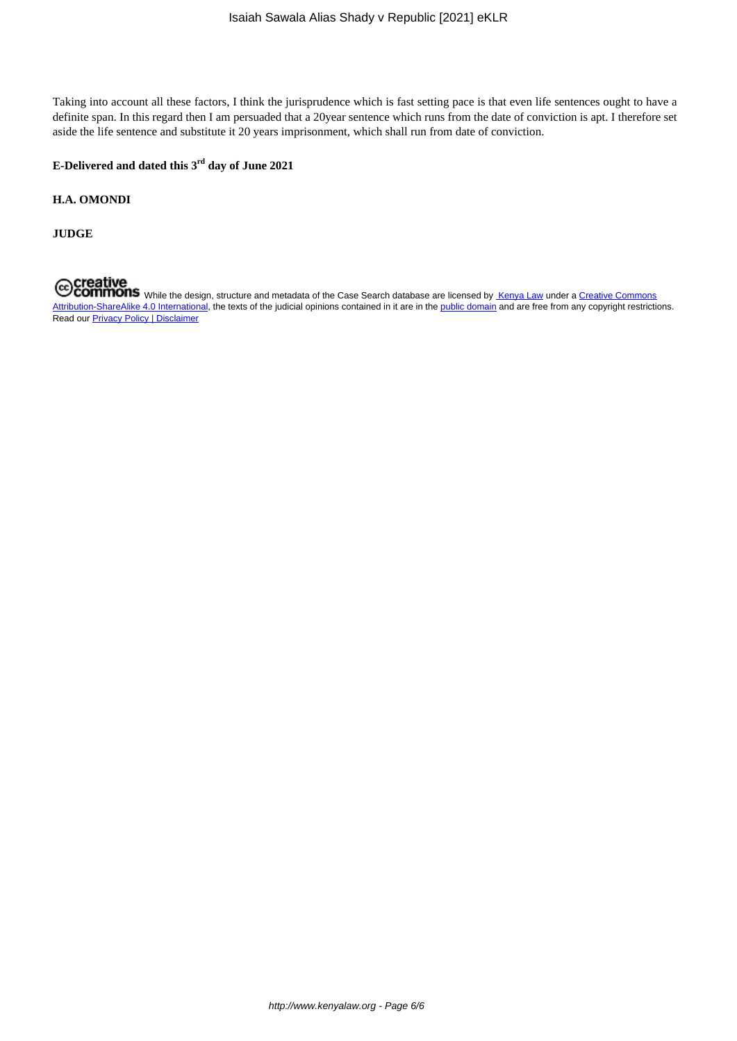Taking into account all these factors, I think the jurisprudence which is fast setting pace is that even life sentences ought to have a definite span. In this regard then I am persuaded that a 20year sentence which runs from the date of conviction is apt. I therefore set aside the life sentence and substitute it 20 years imprisonment, which shall run from date of conviction.

**E-Delivered and dated this 3rd day of June 2021**

**H.A. OMONDI**

**JUDGE**

While the design, structure and metadata of the Case Search database are licensed by Kenya Law under a Creative Commons Attribution-ShareAlike 4.0 International, the texts of the judicial opinions contained in it are in the public domain and are free from any copyright restrictions. Read our Privacy Policy | Disclaimer